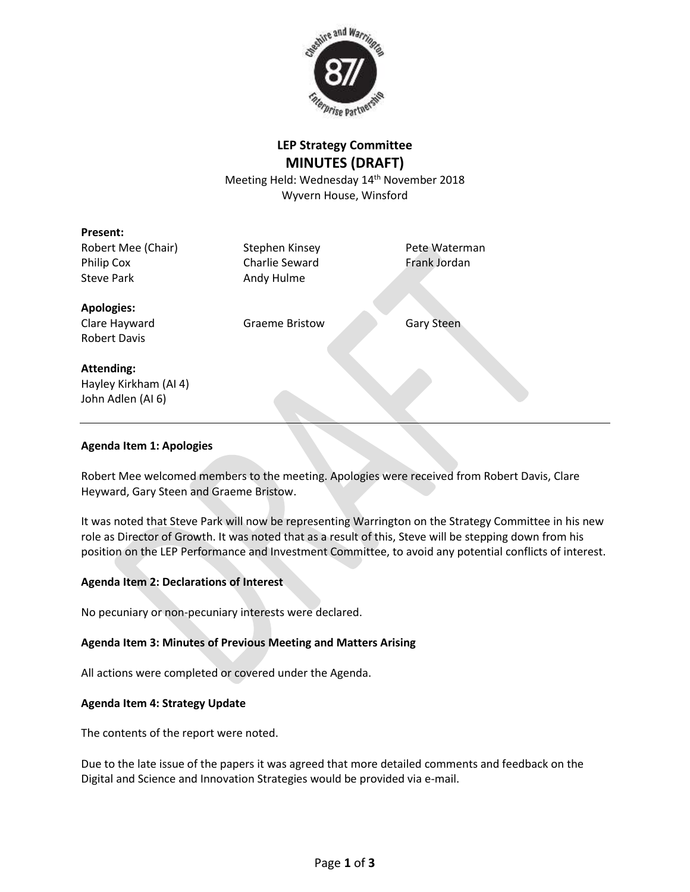# LEP Strategy Committee
## MINUTES (DRAFT)

Meeting Held: Wednesday 14th November 2018
Wyvern House, Winsford

**Present:**

Robert Mee (Chair)
Philip Cox
Steve Park
Stephen Kinsey
Charlie Seward
Andy Hulme
Pete Waterman
Frank Jordan

**Apologies:**

Clare Hayward
Robert Davis
Graeme Bristow
Gary Steen

**Attending:**

Hayley Kirkham (AI 4)
John Adlen (AI 6)

---

**Agenda Item 1: Apologies**

Robert Mee welcomed members to the meeting. Apologies were received from Robert Davis, Clare Heyward, Gary Steen and Graeme Bristow.

It was noted that Steve Park will now be representing Warrington on the Strategy Committee in his new role as Director of Growth. It was noted that as a result of this, Steve will be stepping down from his position on the LEP Performance and Investment Committee, to avoid any potential conflicts of interest.

**Agenda Item 2: Declarations of Interest**

No pecuniary or non-pecuniary interests were declared.

**Agenda Item 3: Minutes of Previous Meeting and Matters Arising**

All actions were completed or covered under the Agenda.

**Agenda Item 4: Strategy Update**

The contents of the report were noted.

Due to the late issue of the papers it was agreed that more detailed comments and feedback on the Digital and Science and Innovation Strategies would be provided via e-mail.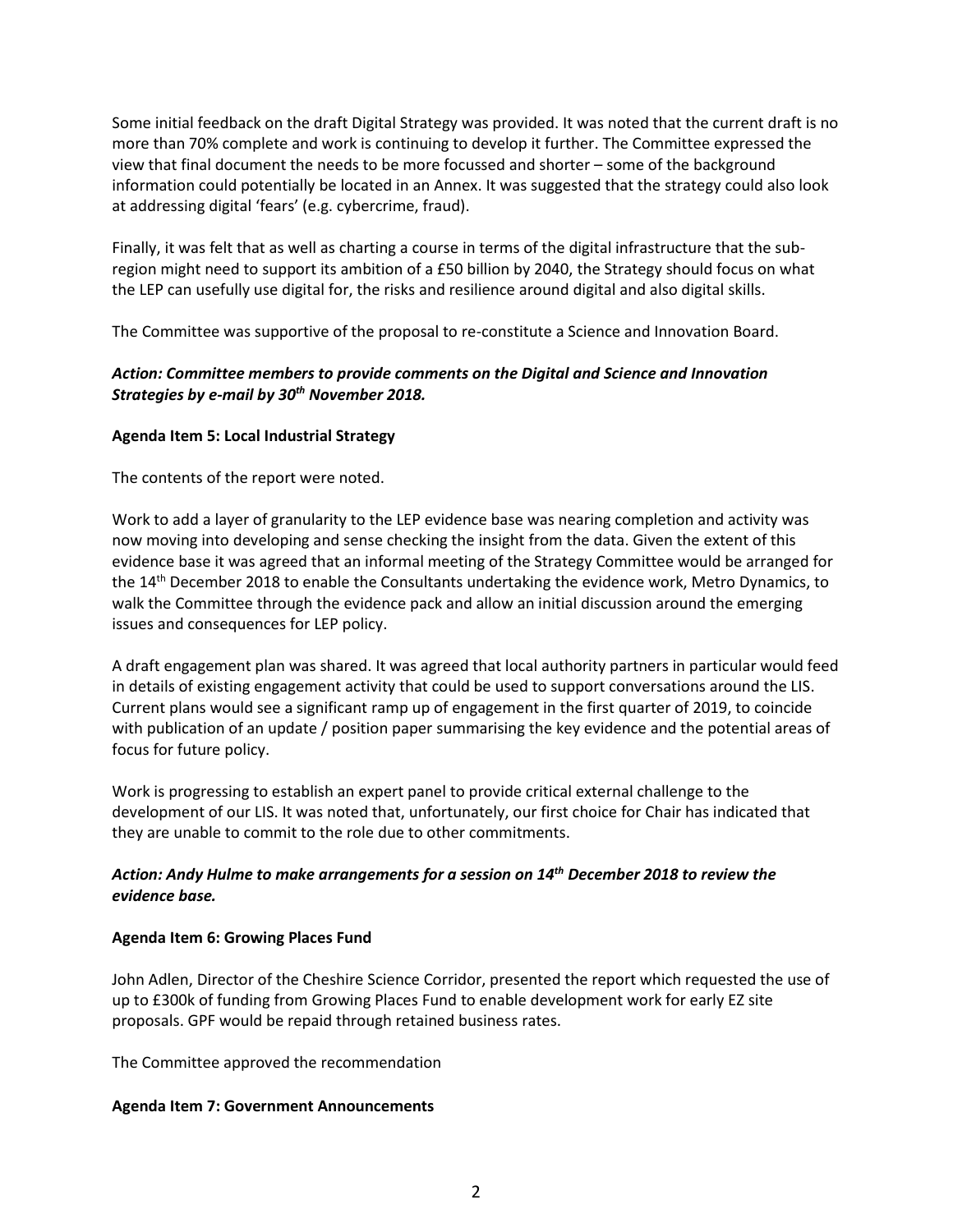Some initial feedback on the draft Digital Strategy was provided. It was noted that the current draft is no more than 70% complete and work is continuing to develop it further. The Committee expressed the view that final document the needs to be more focussed and shorter – some of the background information could potentially be located in an Annex. It was suggested that the strategy could also look at addressing digital 'fears' (e.g. cybercrime, fraud).

Finally, it was felt that as well as charting a course in terms of the digital infrastructure that the sub-region might need to support its ambition of a £50 billion by 2040, the Strategy should focus on what the LEP can usefully use digital for, the risks and resilience around digital and also digital skills.

The Committee was supportive of the proposal to re-constitute a Science and Innovation Board.

***Action: Committee members to provide comments on the Digital and Science and Innovation Strategies by e-mail by 30th November 2018.***

**Agenda Item 5: Local Industrial Strategy**

The contents of the report were noted.

Work to add a layer of granularity to the LEP evidence base was nearing completion and activity was now moving into developing and sense checking the insight from the data. Given the extent of this evidence base it was agreed that an informal meeting of the Strategy Committee would be arranged for the 14th December 2018 to enable the Consultants undertaking the evidence work, Metro Dynamics, to walk the Committee through the evidence pack and allow an initial discussion around the emerging issues and consequences for LEP policy.

A draft engagement plan was shared. It was agreed that local authority partners in particular would feed in details of existing engagement activity that could be used to support conversations around the LIS. Current plans would see a significant ramp up of engagement in the first quarter of 2019, to coincide with publication of an update / position paper summarising the key evidence and the potential areas of focus for future policy.

Work is progressing to establish an expert panel to provide critical external challenge to the development of our LIS. It was noted that, unfortunately, our first choice for Chair has indicated that they are unable to commit to the role due to other commitments.

***Action: Andy Hulme to make arrangements for a session on 14th December 2018 to review the evidence base.***

**Agenda Item 6: Growing Places Fund**

John Adlen, Director of the Cheshire Science Corridor, presented the report which requested the use of up to £300k of funding from Growing Places Fund to enable development work for early EZ site proposals. GPF would be repaid through retained business rates.

The Committee approved the recommendation

**Agenda Item 7: Government Announcements**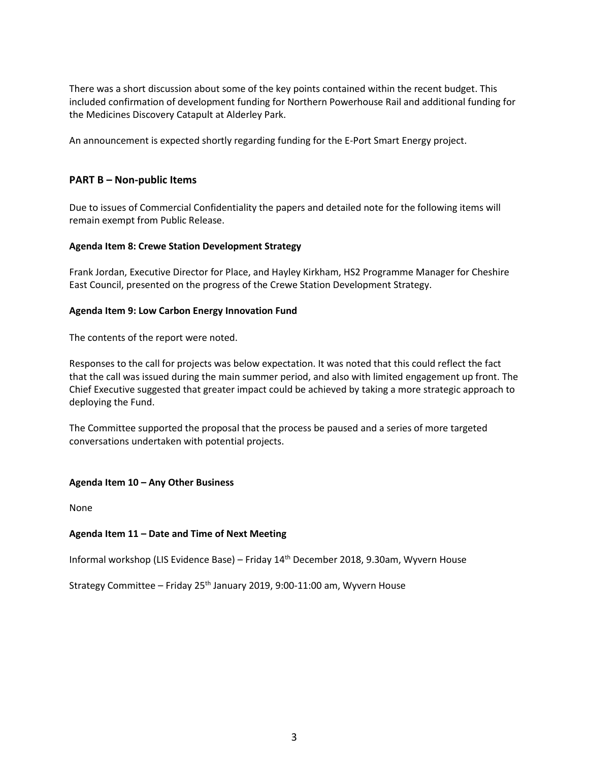There was a short discussion about some of the key points contained within the recent budget. This included confirmation of development funding for Northern Powerhouse Rail and additional funding for the Medicines Discovery Catapult at Alderley Park.

An announcement is expected shortly regarding funding for the E-Port Smart Energy project.

## PART B – Non-public Items

Due to issues of Commercial Confidentiality the papers and detailed note for the following items will remain exempt from Public Release.

**Agenda Item 8: Crewe Station Development Strategy**

Frank Jordan, Executive Director for Place, and Hayley Kirkham, HS2 Programme Manager for Cheshire East Council, presented on the progress of the Crewe Station Development Strategy.

**Agenda Item 9: Low Carbon Energy Innovation Fund**

The contents of the report were noted.

Responses to the call for projects was below expectation. It was noted that this could reflect the fact that the call was issued during the main summer period, and also with limited engagement up front. The Chief Executive suggested that greater impact could be achieved by taking a more strategic approach to deploying the Fund.

The Committee supported the proposal that the process be paused and a series of more targeted conversations undertaken with potential projects.

**Agenda Item 10 – Any Other Business**

None

**Agenda Item 11 – Date and Time of Next Meeting**

Informal workshop (LIS Evidence Base) – Friday 14th December 2018, 9.30am, Wyvern House

Strategy Committee – Friday 25th January 2019, 9:00-11:00 am, Wyvern House